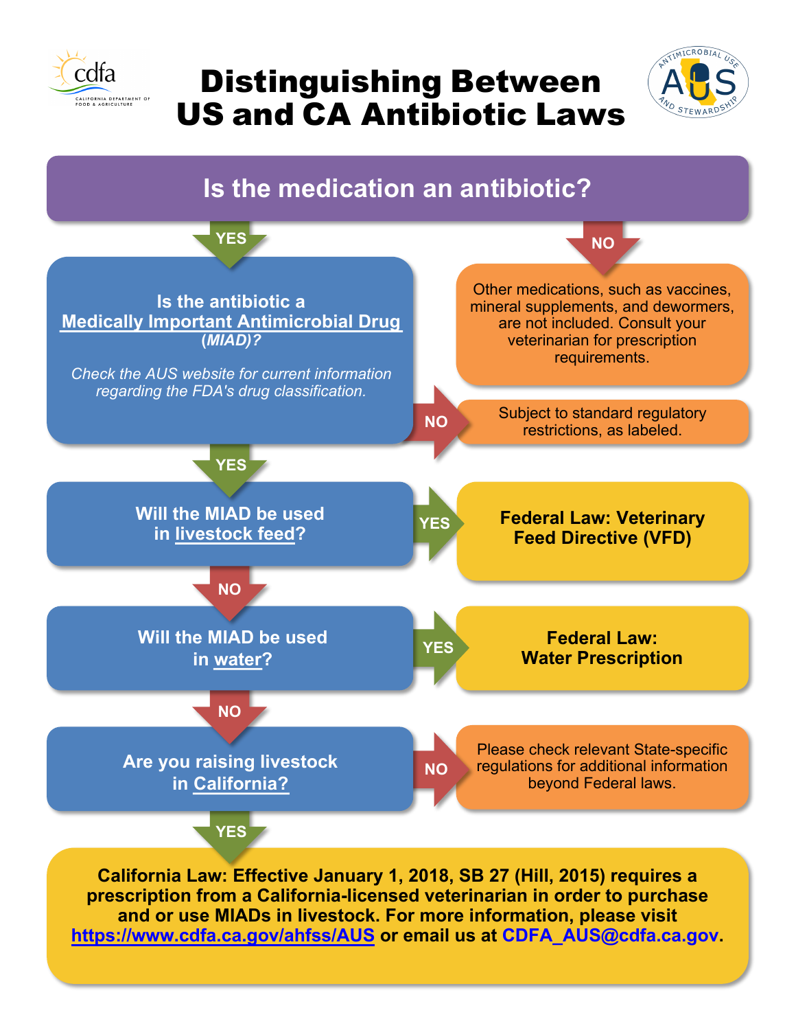# Distinguishing Between US and CA Antibiotic Laws

## Is the medication an antibiotic?

**NO:** Other medications, such as vaccines, mineral supplements, and dewormers, are not included. Consult your veterinarian for prescription requirements.

**YES:**

### Is the antibiotic a Medically Important Antimicrobial Drug (*MIAD*)?

*Check the AUS website for current information regarding the FDA's drug classification.*

**NO:** Subject to standard regulatory restrictions, as labeled.

**YES:**

### Will the MIAD be used in livestock feed?

**YES:** **Federal Law: Veterinary Feed Directive (VFD)**

**NO:**

### Will the MIAD be used in water?

**YES:** **Federal Law: Water Prescription**

**NO:**

### Are you raising livestock in California?

**NO:** Please check relevant State-specific regulations for additional information beyond Federal laws.

**YES:**

**California Law: Effective January 1, 2018, SB 27 (Hill, 2015) requires a prescription from a California-licensed veterinarian in order to purchase and or use MIADs in livestock. For more information, please visit https://www.cdfa.ca.gov/ahfss/AUS or email us at CDFA_AUS@cdfa.ca.gov.**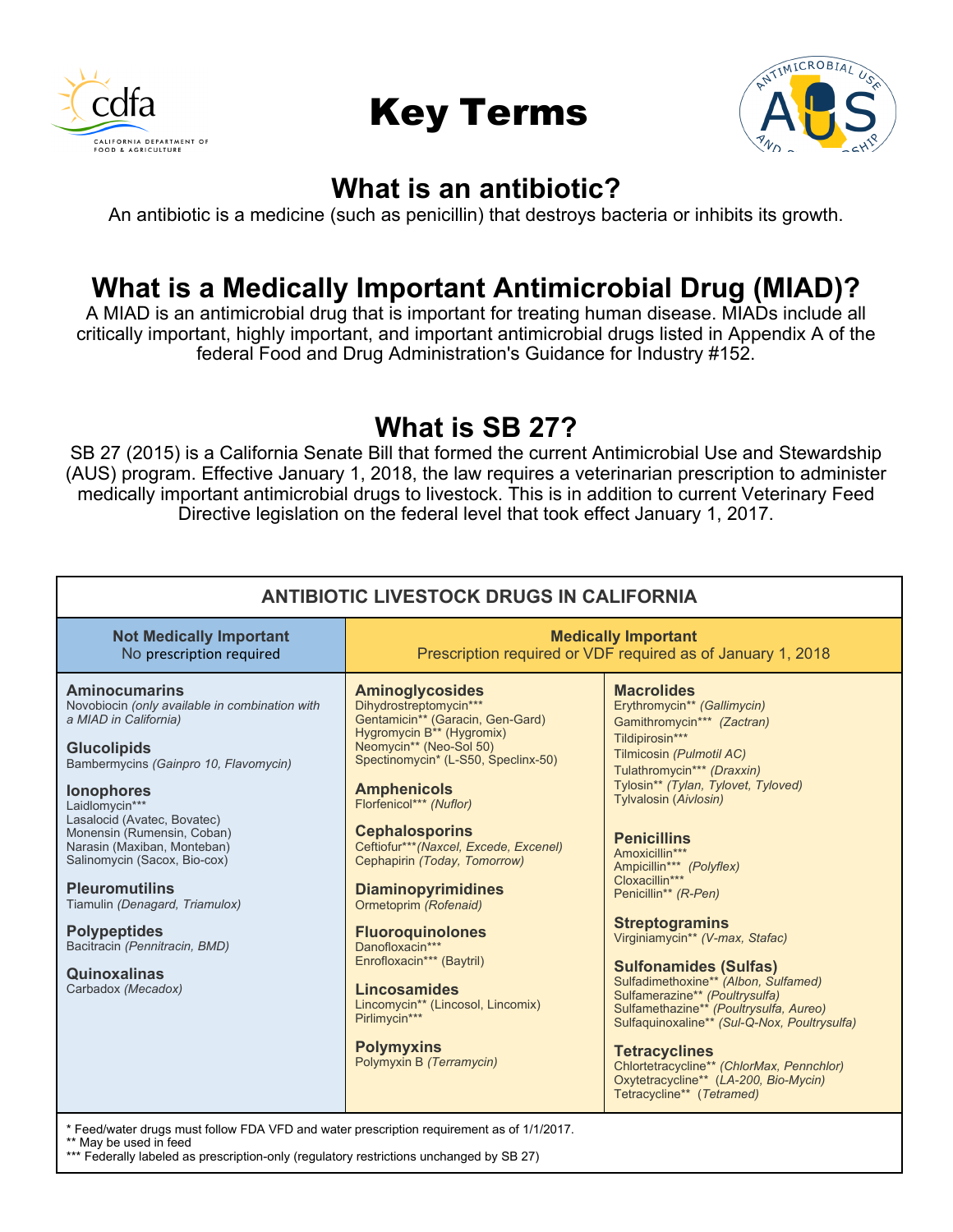# Key Terms

## What is an antibiotic?

An antibiotic is a medicine (such as penicillin) that destroys bacteria or inhibits its growth.

## What is a Medically Important Antimicrobial Drug (MIAD)?

A MIAD is an antimicrobial drug that is important for treating human disease. MIADs include all critically important, highly important, and important antimicrobial drugs listed in Appendix A of the federal Food and Drug Administration's Guidance for Industry #152.

## What is SB 27?

SB 27 (2015) is a California Senate Bill that formed the current Antimicrobial Use and Stewardship (AUS) program. Effective January 1, 2018, the law requires a veterinarian prescription to administer medically important antimicrobial drugs to livestock. This is in addition to current Veterinary Feed Directive legislation on the federal level that took effect January 1, 2017.

### ANTIBIOTIC LIVESTOCK DRUGS IN CALIFORNIA

| **Not Medically Important**<br>No prescription required | **Medically Important**<br>Prescription required or VDF required as of January 1, 2018 | |
|---|---|---|
| **Aminocumarins**<br>Novobiocin *(only available in combination with a MIAD in California)*<br><br>**Glucolipids**<br>Bambermycins *(Gainpro 10, Flavomycin)*<br><br>**Ionophores**<br>Laidlomycin***<br>Lasalocid (Avatec, Bovatec)<br>Monensin (Rumensin, Coban)<br>Narasin (Maxiban, Monteban)<br>Salinomycin (Sacox, Bio-cox)<br><br>**Pleuromutilins**<br>Tiamulin *(Denagard, Triamulox)*<br><br>**Polypeptides**<br>Bacitracin *(Pennitracin, BMD)*<br><br>**Quinoxalinas**<br>Carbadox *(Mecadox)* | **Aminoglycosides**<br>Dihydrostreptomycin***<br>Gentamicin** (Garacin, Gen-Gard)<br>Hygromycin B** (Hygromix)<br>Neomycin** (Neo-Sol 50)<br>Spectinomycin* (L-S50, Speclinx-50)<br><br>**Amphenicols**<br>Florfenicol*** *(Nuflor)*<br><br>**Cephalosporins**<br>Ceftiofur****(Naxcel, Excede, Excenel)*<br>Cephapirin *(Today, Tomorrow)*<br><br>**Diaminopyrimidines**<br>Ormetoprim *(Rofenaid)*<br><br>**Fluoroquinolones**<br>Danofloxacin***<br>Enrofloxacin*** (Baytril)<br><br>**Lincosamides**<br>Lincomycin** (Lincosol, Lincomix)<br>Pirlimycin***<br><br>**Polymyxins**<br>Polymyxin B *(Terramycin)* | **Macrolides**<br>Erythromycin** *(Gallimycin)*<br>Gamithromycin*** *(Zactran)*<br>Tildipirosin***<br>Tilmicosin *(Pulmotil AC)*<br>Tulathromycin*** *(Draxxin)*<br>Tylosin** *(Tylan, Tylovet, Tyloved)*<br>Tylvalosin *(Aivlosin)*<br><br>**Penicillins**<br>Amoxicillin***<br>Ampicillin*** *(Polyflex)*<br>Cloxacillin***<br>Penicillin** *(R-Pen)*<br><br>**Streptogramins**<br>Virginiamycin** *(V-max, Stafac)*<br><br>**Sulfonamides (Sulfas)**<br>Sulfadimethoxine** *(Albon, Sulfamed)*<br>Sulfamerazine** *(Poultrysulfa)*<br>Sulfamethazine** *(Poultrysulfa, Aureo)*<br>Sulfaquinoxaline** *(Sul-Q-Nox, Poultrysulfa)*<br><br>**Tetracyclines**<br>Chlortetracycline** *(ChlorMax, Pennchlor)*<br>Oxytetracycline** *(LA-200, Bio-Mycin)*<br>Tetracycline** *(Tetramed)* |

\* Feed/water drugs must follow FDA VFD and water prescription requirement as of 1/1/2017.
** May be used in feed
*** Federally labeled as prescription-only (regulatory restrictions unchanged by SB 27)